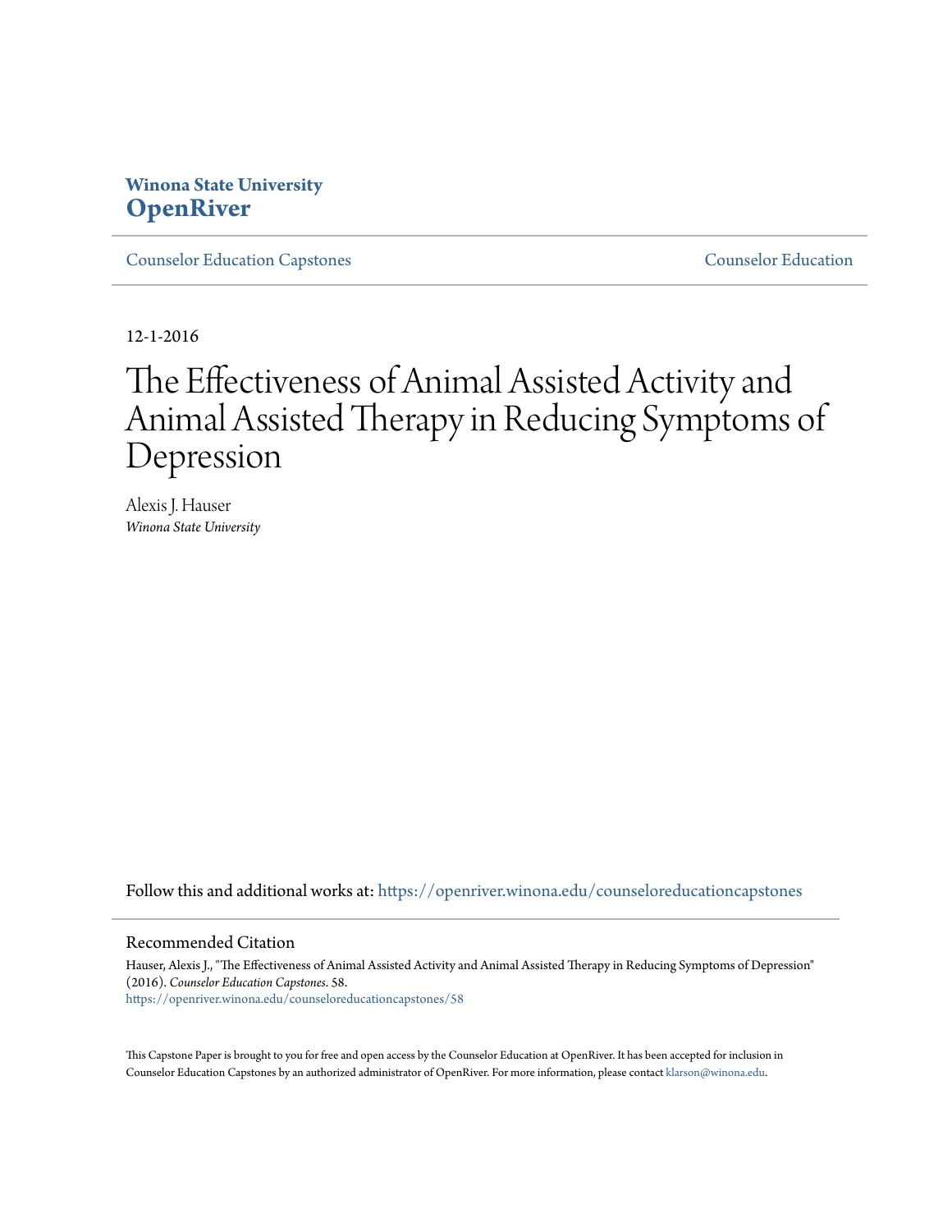**Winona State University**
**OpenRiver**

Counselor Education Capstones | Counselor Education

12-1-2016

# The Effectiveness of Animal Assisted Activity and Animal Assisted Therapy in Reducing Symptoms of Depression

Alexis J. Hauser
*Winona State University*

Follow this and additional works at: https://openriver.winona.edu/counseloreducationcapstones

## Recommended Citation

Hauser, Alexis J., "The Effectiveness of Animal Assisted Activity and Animal Assisted Therapy in Reducing Symptoms of Depression" (2016). *Counselor Education Capstones*. 58.
https://openriver.winona.edu/counseloreducationcapstones/58

This Capstone Paper is brought to you for free and open access by the Counselor Education at OpenRiver. It has been accepted for inclusion in Counselor Education Capstones by an authorized administrator of OpenRiver. For more information, please contact klarson@winona.edu.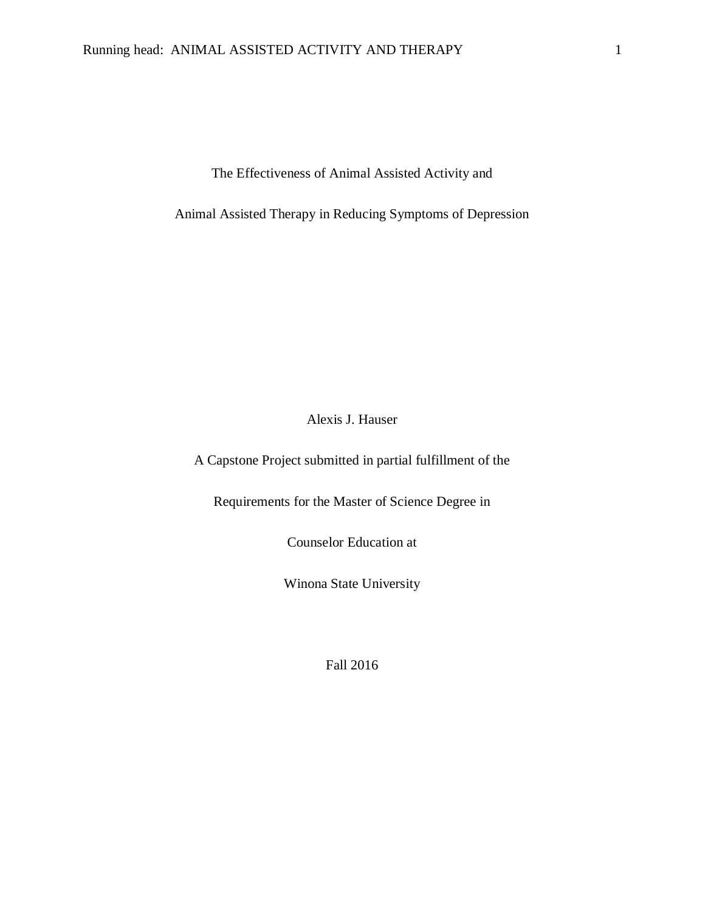# The Effectiveness of Animal Assisted Activity and Animal Assisted Therapy in Reducing Symptoms of Depression

Alexis J. Hauser

A Capstone Project submitted in partial fulfillment of the

Requirements for the Master of Science Degree in

Counselor Education at

Winona State University

Fall 2016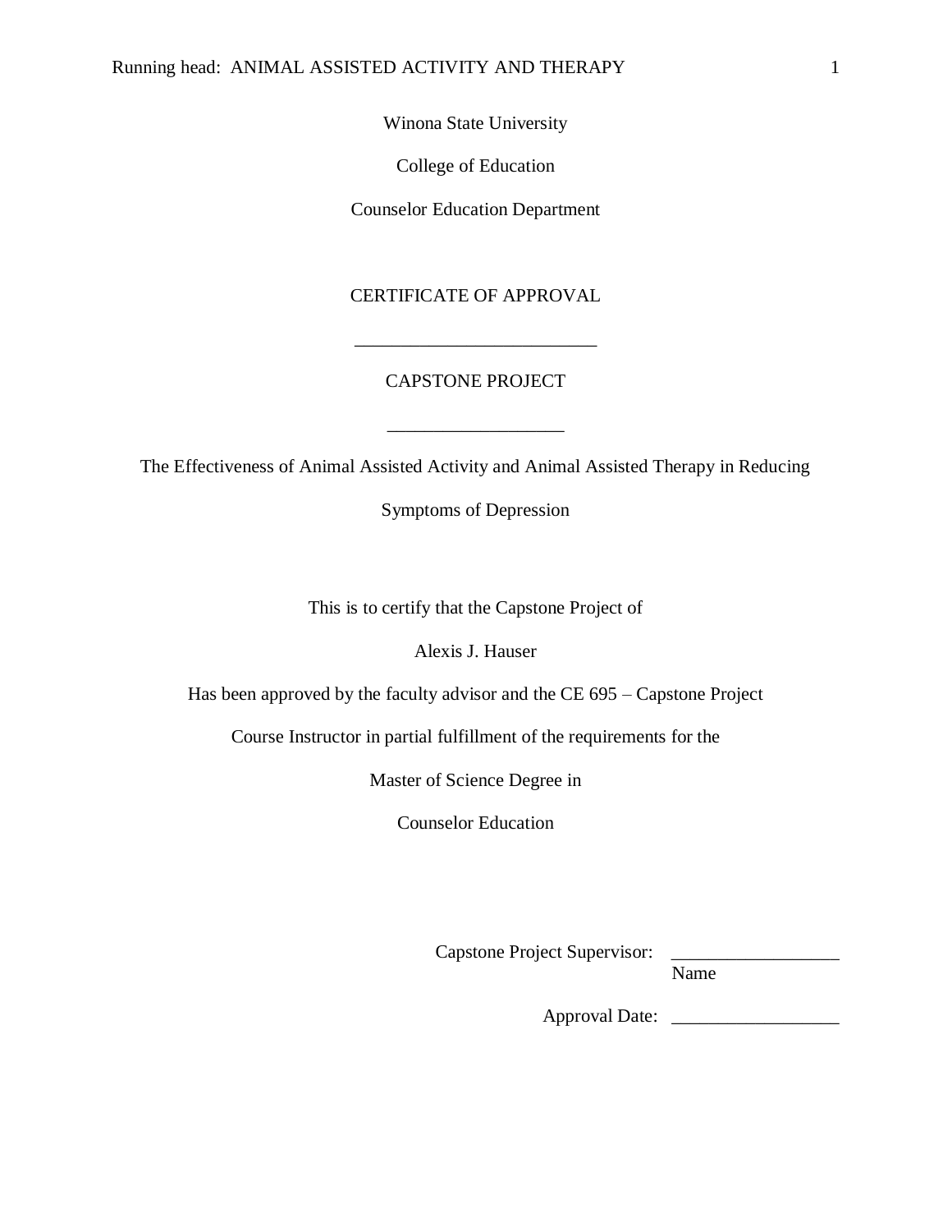Winona State University

College of Education

Counselor Education Department

CERTIFICATE OF APPROVAL

___________________________

CAPSTONE PROJECT

___________________

The Effectiveness of Animal Assisted Activity and Animal Assisted Therapy in Reducing Symptoms of Depression

This is to certify that the Capstone Project of

Alexis J. Hauser

Has been approved by the faculty advisor and the CE 695 – Capstone Project Course Instructor in partial fulfillment of the requirements for the

Master of Science Degree in

Counselor Education

Capstone Project Supervisor: __________________
Name

Approval Date: __________________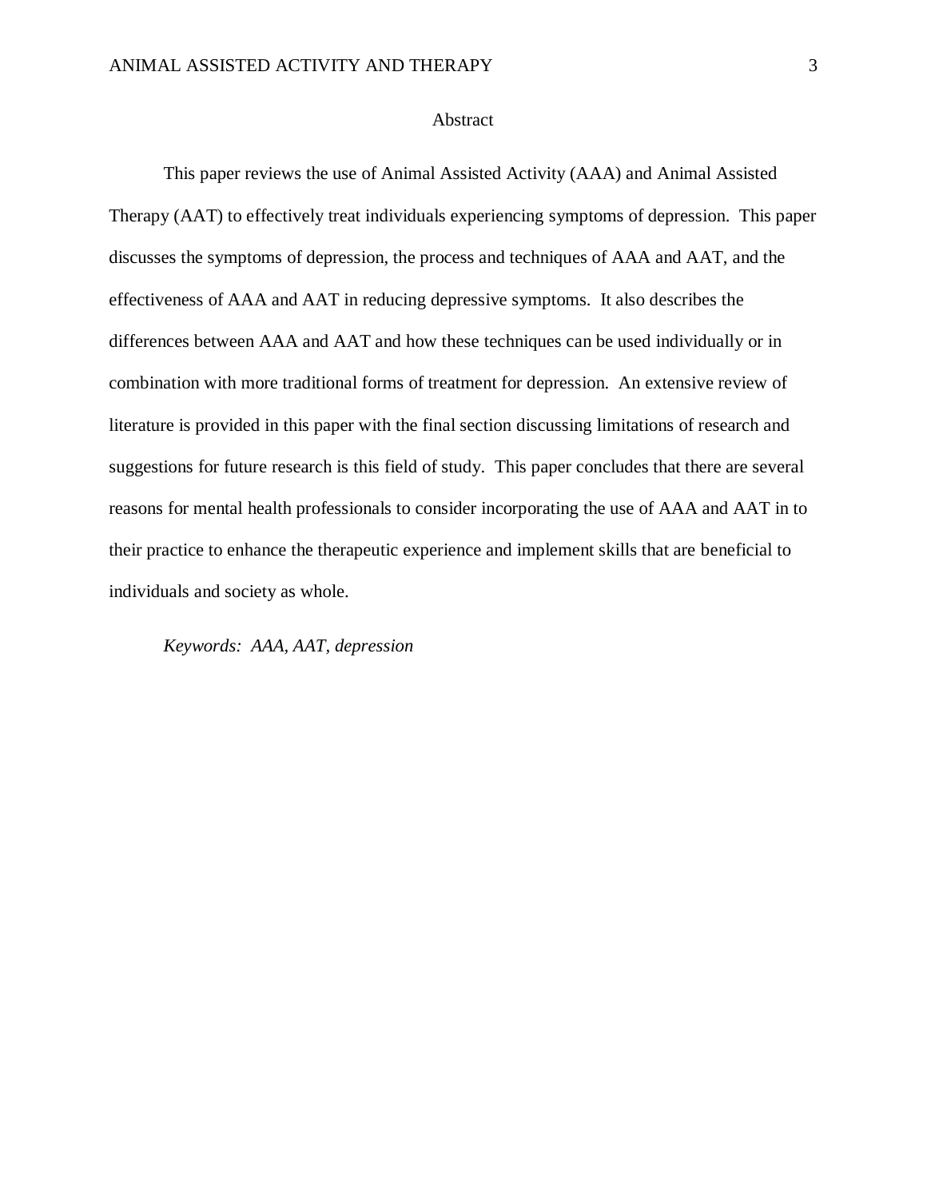# Abstract

This paper reviews the use of Animal Assisted Activity (AAA) and Animal Assisted Therapy (AAT) to effectively treat individuals experiencing symptoms of depression. This paper discusses the symptoms of depression, the process and techniques of AAA and AAT, and the effectiveness of AAA and AAT in reducing depressive symptoms. It also describes the differences between AAA and AAT and how these techniques can be used individually or in combination with more traditional forms of treatment for depression. An extensive review of literature is provided in this paper with the final section discussing limitations of research and suggestions for future research is this field of study. This paper concludes that there are several reasons for mental health professionals to consider incorporating the use of AAA and AAT in to their practice to enhance the therapeutic experience and implement skills that are beneficial to individuals and society as whole.

*Keywords: AAA, AAT, depression*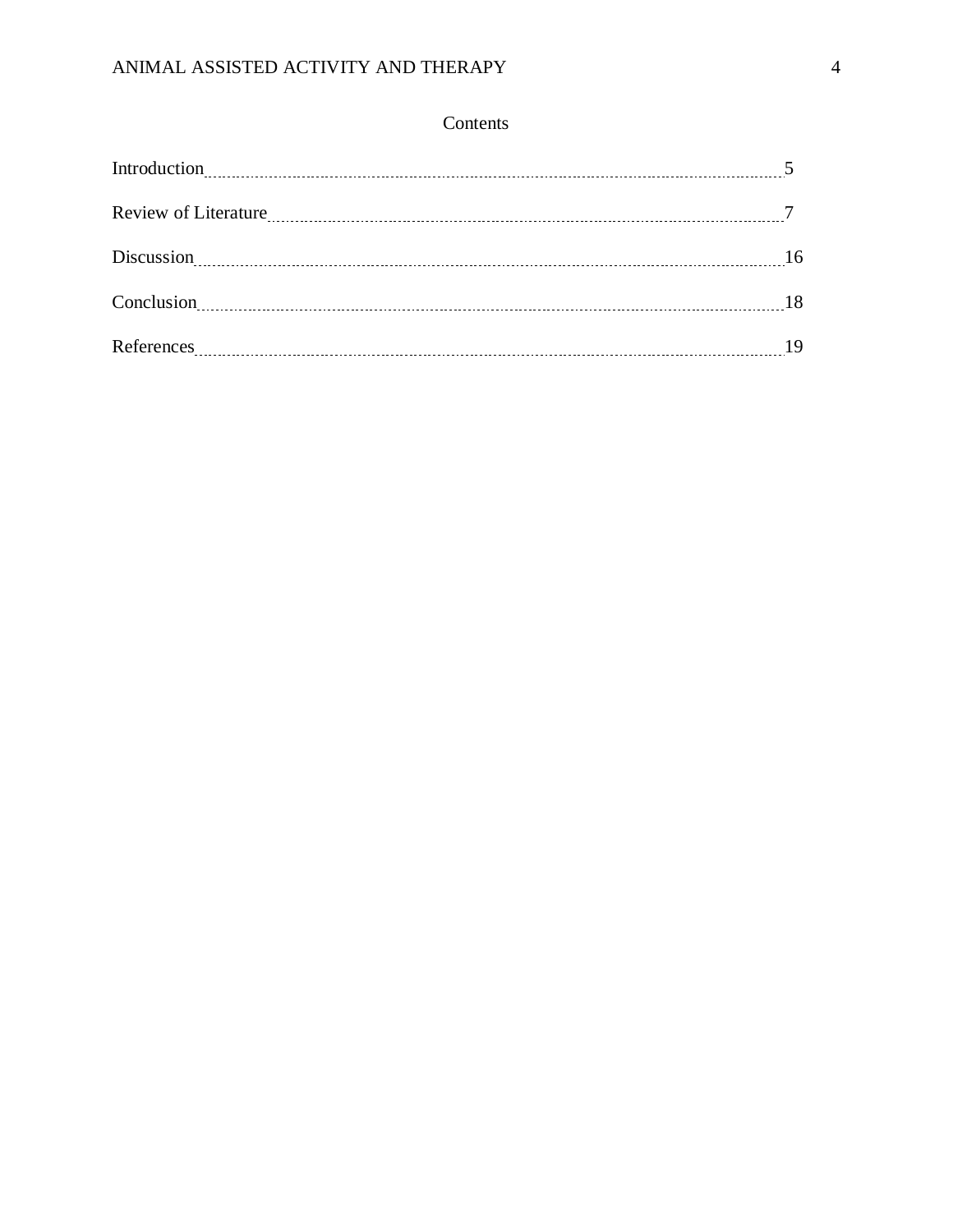# Contents

Introduction ........................................................................................................................ 5

Review of Literature ........................................................................................................... 7

Discussion ......................................................................................................................... 16

Conclusion ......................................................................................................................... 18

References .......................................................................................................................... 19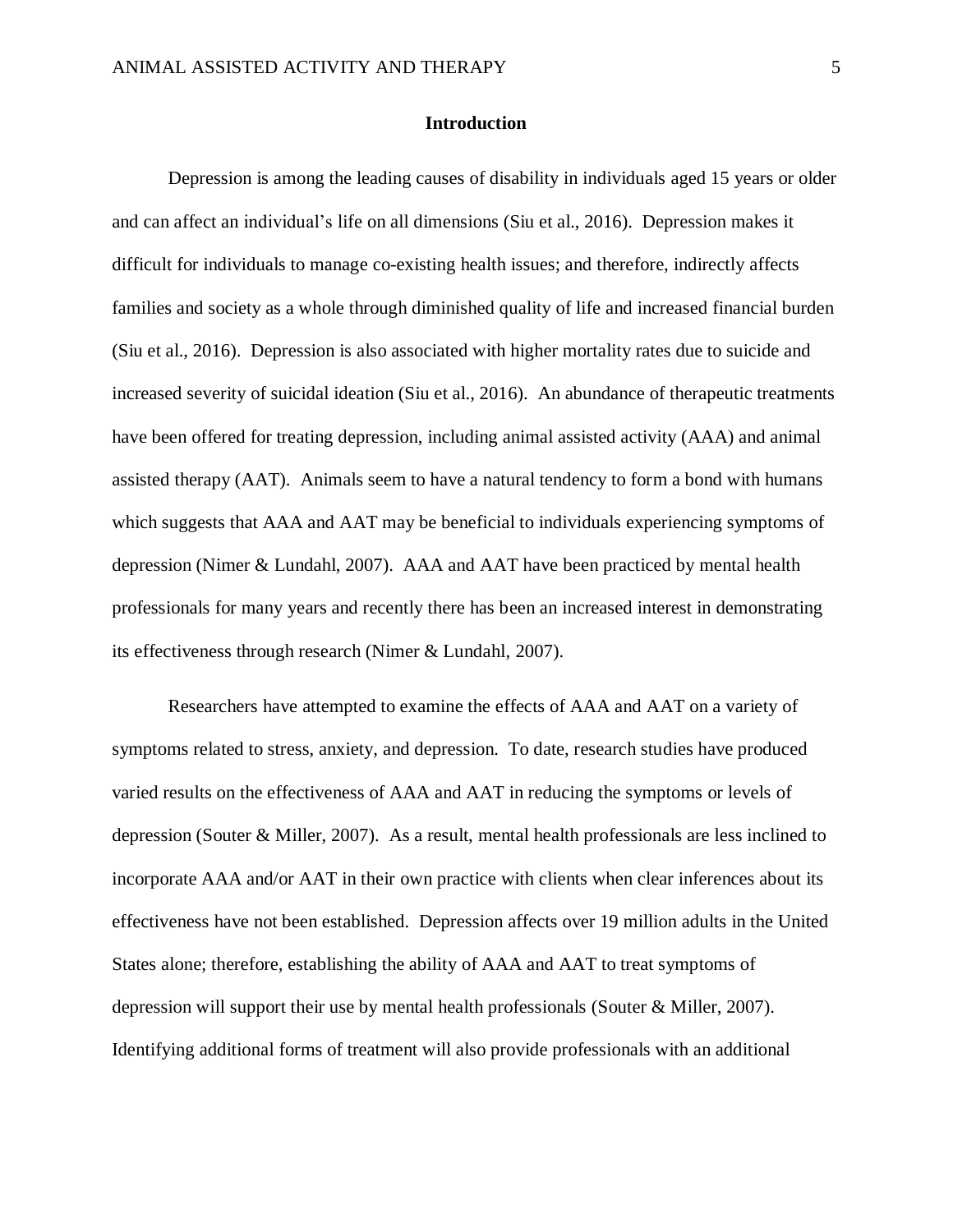## Introduction

Depression is among the leading causes of disability in individuals aged 15 years or older and can affect an individual's life on all dimensions (Siu et al., 2016). Depression makes it difficult for individuals to manage co-existing health issues; and therefore, indirectly affects families and society as a whole through diminished quality of life and increased financial burden (Siu et al., 2016). Depression is also associated with higher mortality rates due to suicide and increased severity of suicidal ideation (Siu et al., 2016). An abundance of therapeutic treatments have been offered for treating depression, including animal assisted activity (AAA) and animal assisted therapy (AAT). Animals seem to have a natural tendency to form a bond with humans which suggests that AAA and AAT may be beneficial to individuals experiencing symptoms of depression (Nimer & Lundahl, 2007). AAA and AAT have been practiced by mental health professionals for many years and recently there has been an increased interest in demonstrating its effectiveness through research (Nimer & Lundahl, 2007).

Researchers have attempted to examine the effects of AAA and AAT on a variety of symptoms related to stress, anxiety, and depression. To date, research studies have produced varied results on the effectiveness of AAA and AAT in reducing the symptoms or levels of depression (Souter & Miller, 2007). As a result, mental health professionals are less inclined to incorporate AAA and/or AAT in their own practice with clients when clear inferences about its effectiveness have not been established. Depression affects over 19 million adults in the United States alone; therefore, establishing the ability of AAA and AAT to treat symptoms of depression will support their use by mental health professionals (Souter & Miller, 2007). Identifying additional forms of treatment will also provide professionals with an additional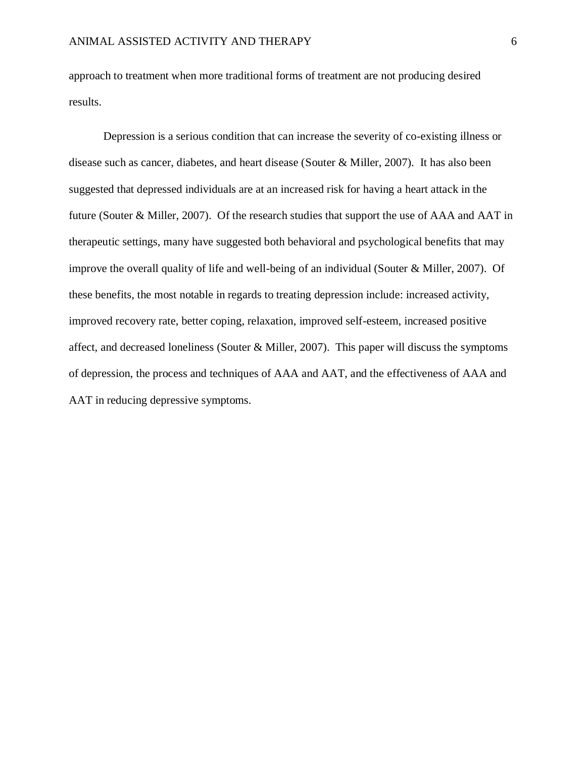approach to treatment when more traditional forms of treatment are not producing desired results.

Depression is a serious condition that can increase the severity of co-existing illness or disease such as cancer, diabetes, and heart disease (Souter & Miller, 2007). It has also been suggested that depressed individuals are at an increased risk for having a heart attack in the future (Souter & Miller, 2007). Of the research studies that support the use of AAA and AAT in therapeutic settings, many have suggested both behavioral and psychological benefits that may improve the overall quality of life and well-being of an individual (Souter & Miller, 2007). Of these benefits, the most notable in regards to treating depression include: increased activity, improved recovery rate, better coping, relaxation, improved self-esteem, increased positive affect, and decreased loneliness (Souter & Miller, 2007). This paper will discuss the symptoms of depression, the process and techniques of AAA and AAT, and the effectiveness of AAA and AAT in reducing depressive symptoms.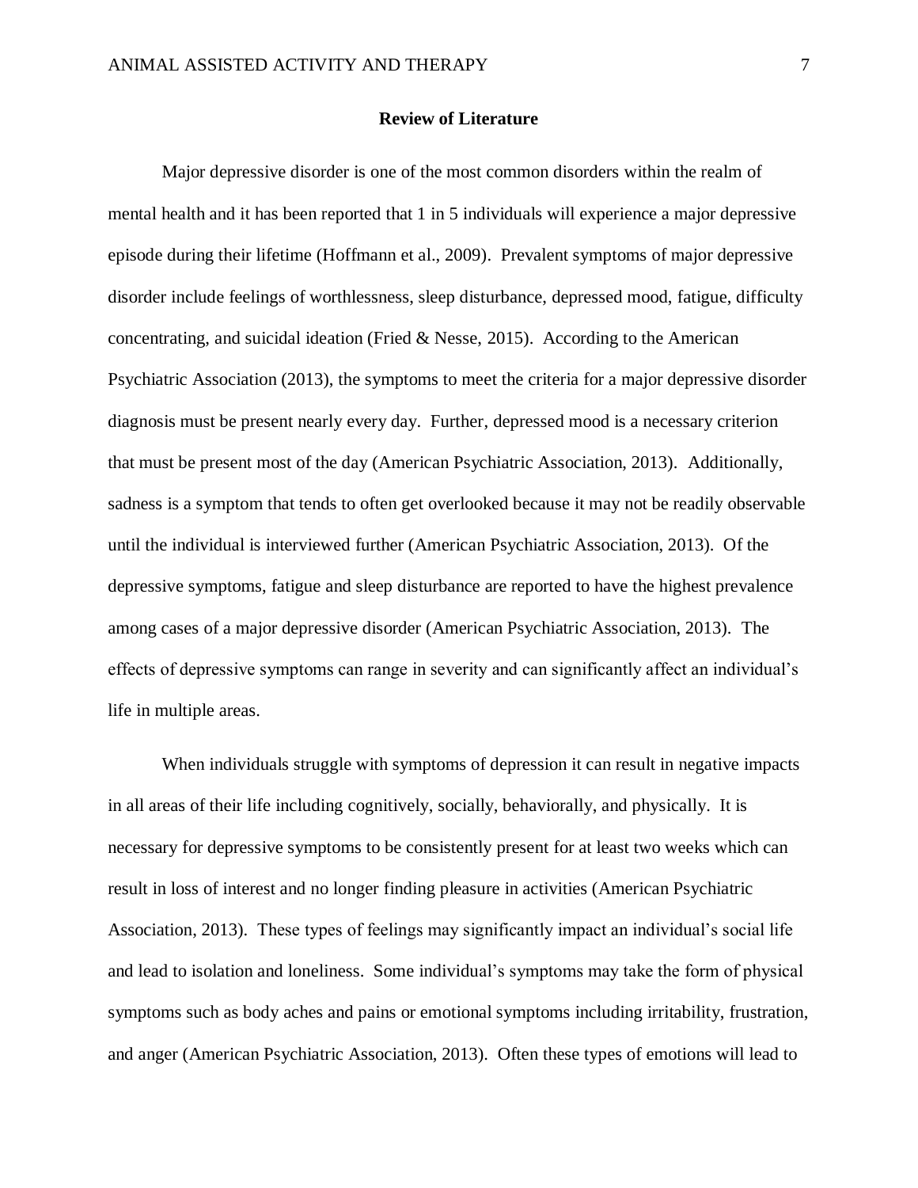## Review of Literature

Major depressive disorder is one of the most common disorders within the realm of mental health and it has been reported that 1 in 5 individuals will experience a major depressive episode during their lifetime (Hoffmann et al., 2009). Prevalent symptoms of major depressive disorder include feelings of worthlessness, sleep disturbance, depressed mood, fatigue, difficulty concentrating, and suicidal ideation (Fried & Nesse, 2015). According to the American Psychiatric Association (2013), the symptoms to meet the criteria for a major depressive disorder diagnosis must be present nearly every day. Further, depressed mood is a necessary criterion that must be present most of the day (American Psychiatric Association, 2013). Additionally, sadness is a symptom that tends to often get overlooked because it may not be readily observable until the individual is interviewed further (American Psychiatric Association, 2013). Of the depressive symptoms, fatigue and sleep disturbance are reported to have the highest prevalence among cases of a major depressive disorder (American Psychiatric Association, 2013). The effects of depressive symptoms can range in severity and can significantly affect an individual's life in multiple areas.

When individuals struggle with symptoms of depression it can result in negative impacts in all areas of their life including cognitively, socially, behaviorally, and physically. It is necessary for depressive symptoms to be consistently present for at least two weeks which can result in loss of interest and no longer finding pleasure in activities (American Psychiatric Association, 2013). These types of feelings may significantly impact an individual's social life and lead to isolation and loneliness. Some individual's symptoms may take the form of physical symptoms such as body aches and pains or emotional symptoms including irritability, frustration, and anger (American Psychiatric Association, 2013). Often these types of emotions will lead to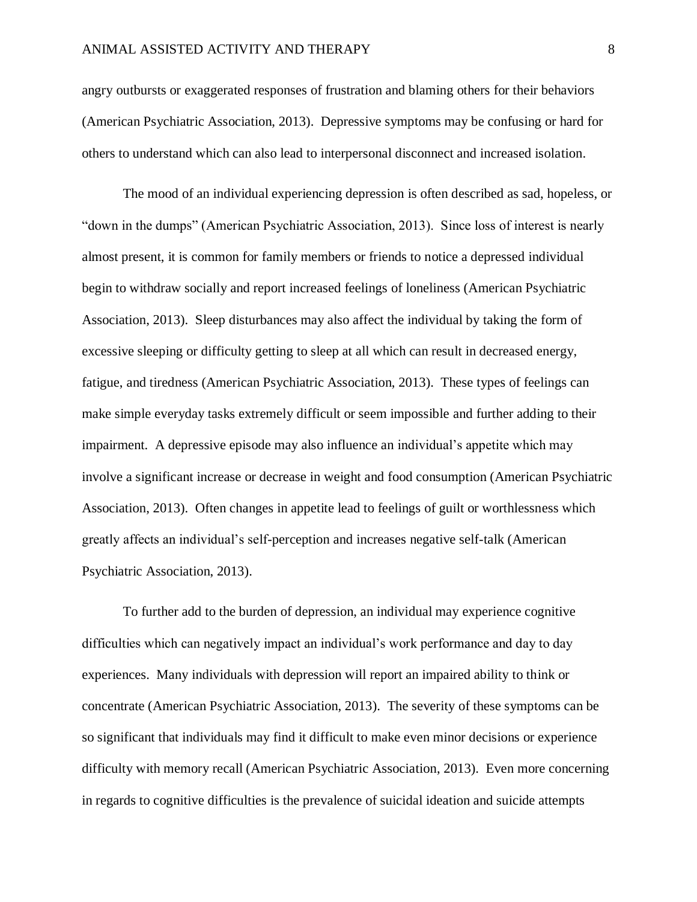angry outbursts or exaggerated responses of frustration and blaming others for their behaviors (American Psychiatric Association, 2013). Depressive symptoms may be confusing or hard for others to understand which can also lead to interpersonal disconnect and increased isolation.

The mood of an individual experiencing depression is often described as sad, hopeless, or "down in the dumps" (American Psychiatric Association, 2013). Since loss of interest is nearly almost present, it is common for family members or friends to notice a depressed individual begin to withdraw socially and report increased feelings of loneliness (American Psychiatric Association, 2013). Sleep disturbances may also affect the individual by taking the form of excessive sleeping or difficulty getting to sleep at all which can result in decreased energy, fatigue, and tiredness (American Psychiatric Association, 2013). These types of feelings can make simple everyday tasks extremely difficult or seem impossible and further adding to their impairment. A depressive episode may also influence an individual's appetite which may involve a significant increase or decrease in weight and food consumption (American Psychiatric Association, 2013). Often changes in appetite lead to feelings of guilt or worthlessness which greatly affects an individual's self-perception and increases negative self-talk (American Psychiatric Association, 2013).

To further add to the burden of depression, an individual may experience cognitive difficulties which can negatively impact an individual's work performance and day to day experiences. Many individuals with depression will report an impaired ability to think or concentrate (American Psychiatric Association, 2013). The severity of these symptoms can be so significant that individuals may find it difficult to make even minor decisions or experience difficulty with memory recall (American Psychiatric Association, 2013). Even more concerning in regards to cognitive difficulties is the prevalence of suicidal ideation and suicide attempts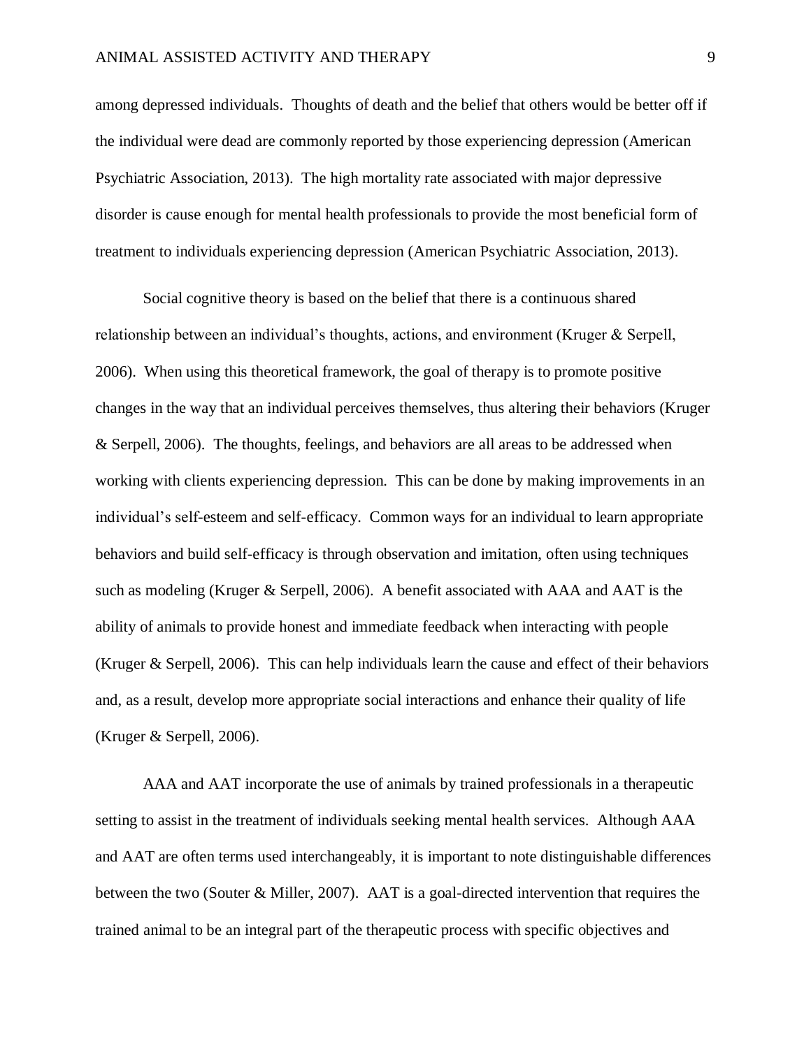among depressed individuals. Thoughts of death and the belief that others would be better off if the individual were dead are commonly reported by those experiencing depression (American Psychiatric Association, 2013). The high mortality rate associated with major depressive disorder is cause enough for mental health professionals to provide the most beneficial form of treatment to individuals experiencing depression (American Psychiatric Association, 2013).

Social cognitive theory is based on the belief that there is a continuous shared relationship between an individual's thoughts, actions, and environment (Kruger & Serpell, 2006). When using this theoretical framework, the goal of therapy is to promote positive changes in the way that an individual perceives themselves, thus altering their behaviors (Kruger & Serpell, 2006). The thoughts, feelings, and behaviors are all areas to be addressed when working with clients experiencing depression. This can be done by making improvements in an individual's self-esteem and self-efficacy. Common ways for an individual to learn appropriate behaviors and build self-efficacy is through observation and imitation, often using techniques such as modeling (Kruger & Serpell, 2006). A benefit associated with AAA and AAT is the ability of animals to provide honest and immediate feedback when interacting with people (Kruger & Serpell, 2006). This can help individuals learn the cause and effect of their behaviors and, as a result, develop more appropriate social interactions and enhance their quality of life (Kruger & Serpell, 2006).

AAA and AAT incorporate the use of animals by trained professionals in a therapeutic setting to assist in the treatment of individuals seeking mental health services. Although AAA and AAT are often terms used interchangeably, it is important to note distinguishable differences between the two (Souter & Miller, 2007). AAT is a goal-directed intervention that requires the trained animal to be an integral part of the therapeutic process with specific objectives and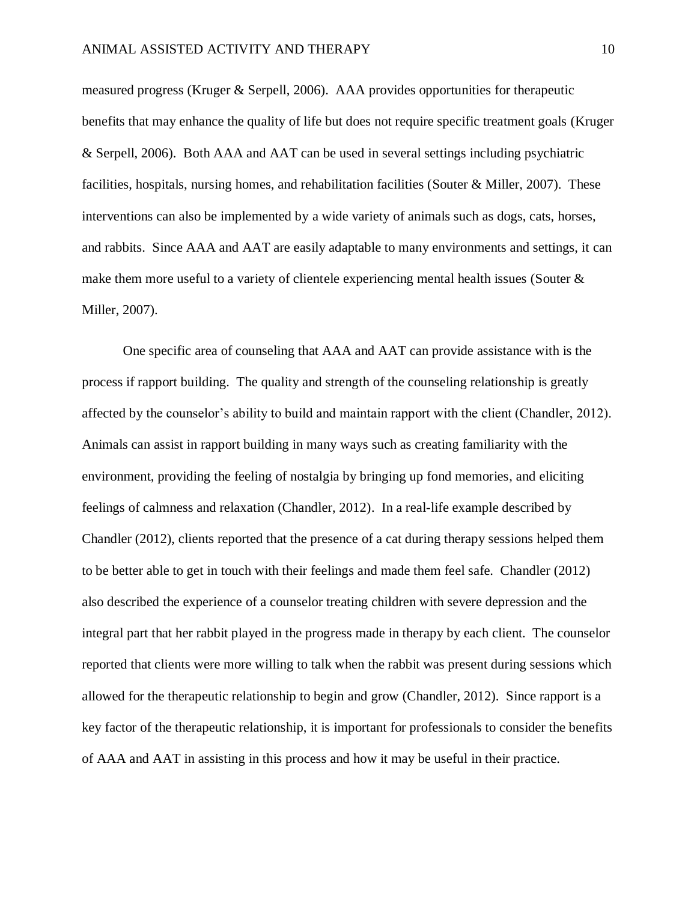measured progress (Kruger & Serpell, 2006). AAA provides opportunities for therapeutic benefits that may enhance the quality of life but does not require specific treatment goals (Kruger & Serpell, 2006). Both AAA and AAT can be used in several settings including psychiatric facilities, hospitals, nursing homes, and rehabilitation facilities (Souter & Miller, 2007). These interventions can also be implemented by a wide variety of animals such as dogs, cats, horses, and rabbits. Since AAA and AAT are easily adaptable to many environments and settings, it can make them more useful to a variety of clientele experiencing mental health issues (Souter & Miller, 2007).

One specific area of counseling that AAA and AAT can provide assistance with is the process if rapport building. The quality and strength of the counseling relationship is greatly affected by the counselor's ability to build and maintain rapport with the client (Chandler, 2012). Animals can assist in rapport building in many ways such as creating familiarity with the environment, providing the feeling of nostalgia by bringing up fond memories, and eliciting feelings of calmness and relaxation (Chandler, 2012). In a real-life example described by Chandler (2012), clients reported that the presence of a cat during therapy sessions helped them to be better able to get in touch with their feelings and made them feel safe. Chandler (2012) also described the experience of a counselor treating children with severe depression and the integral part that her rabbit played in the progress made in therapy by each client. The counselor reported that clients were more willing to talk when the rabbit was present during sessions which allowed for the therapeutic relationship to begin and grow (Chandler, 2012). Since rapport is a key factor of the therapeutic relationship, it is important for professionals to consider the benefits of AAA and AAT in assisting in this process and how it may be useful in their practice.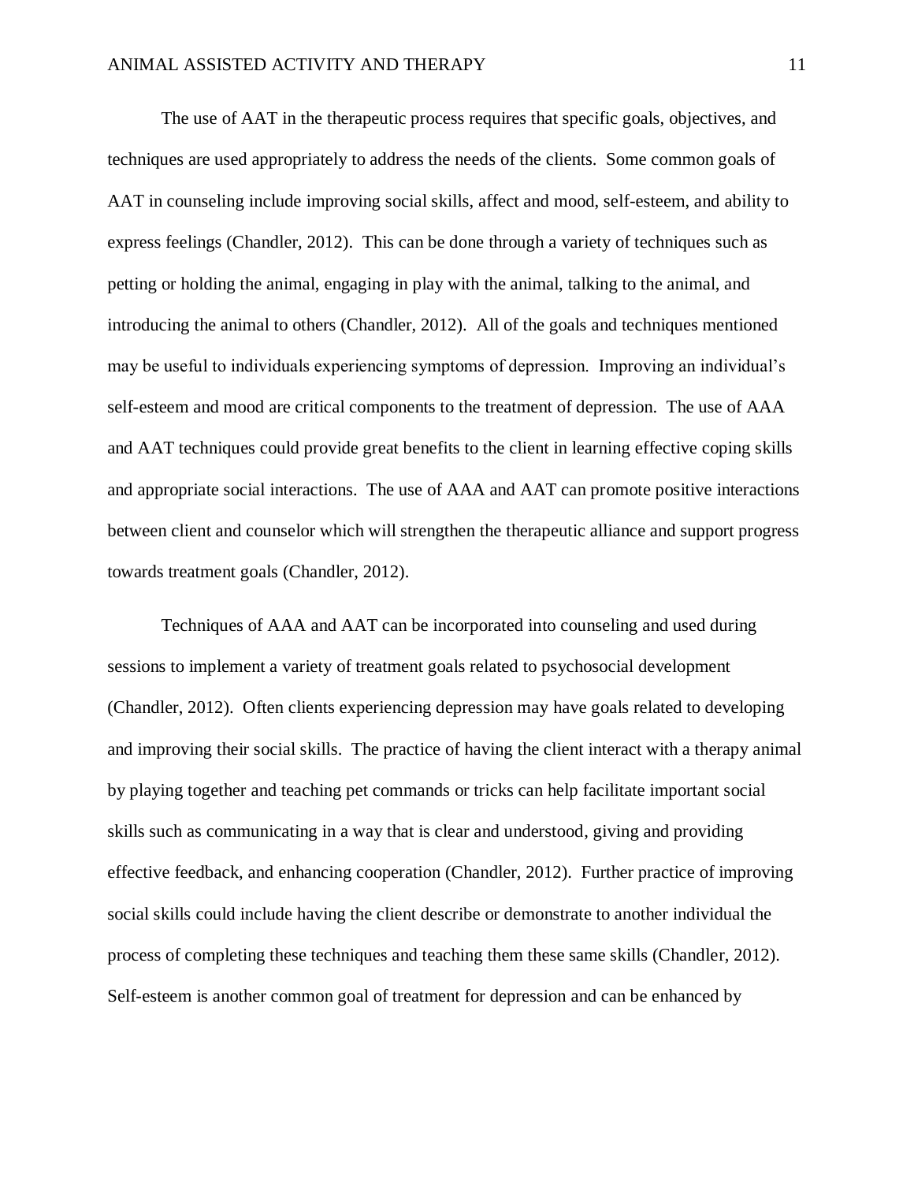The use of AAT in the therapeutic process requires that specific goals, objectives, and techniques are used appropriately to address the needs of the clients. Some common goals of AAT in counseling include improving social skills, affect and mood, self-esteem, and ability to express feelings (Chandler, 2012). This can be done through a variety of techniques such as petting or holding the animal, engaging in play with the animal, talking to the animal, and introducing the animal to others (Chandler, 2012). All of the goals and techniques mentioned may be useful to individuals experiencing symptoms of depression. Improving an individual's self-esteem and mood are critical components to the treatment of depression. The use of AAA and AAT techniques could provide great benefits to the client in learning effective coping skills and appropriate social interactions. The use of AAA and AAT can promote positive interactions between client and counselor which will strengthen the therapeutic alliance and support progress towards treatment goals (Chandler, 2012).

Techniques of AAA and AAT can be incorporated into counseling and used during sessions to implement a variety of treatment goals related to psychosocial development (Chandler, 2012). Often clients experiencing depression may have goals related to developing and improving their social skills. The practice of having the client interact with a therapy animal by playing together and teaching pet commands or tricks can help facilitate important social skills such as communicating in a way that is clear and understood, giving and providing effective feedback, and enhancing cooperation (Chandler, 2012). Further practice of improving social skills could include having the client describe or demonstrate to another individual the process of completing these techniques and teaching them these same skills (Chandler, 2012). Self-esteem is another common goal of treatment for depression and can be enhanced by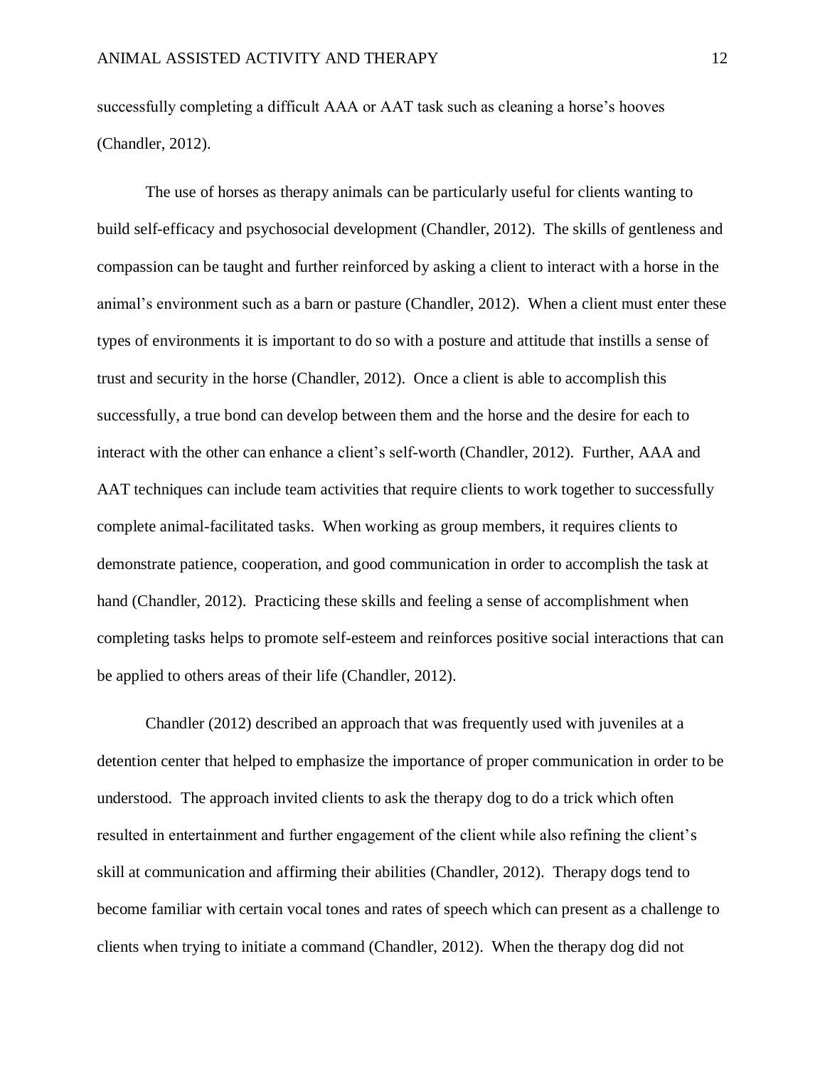successfully completing a difficult AAA or AAT task such as cleaning a horse's hooves (Chandler, 2012).

The use of horses as therapy animals can be particularly useful for clients wanting to build self-efficacy and psychosocial development (Chandler, 2012). The skills of gentleness and compassion can be taught and further reinforced by asking a client to interact with a horse in the animal's environment such as a barn or pasture (Chandler, 2012). When a client must enter these types of environments it is important to do so with a posture and attitude that instills a sense of trust and security in the horse (Chandler, 2012). Once a client is able to accomplish this successfully, a true bond can develop between them and the horse and the desire for each to interact with the other can enhance a client's self-worth (Chandler, 2012). Further, AAA and AAT techniques can include team activities that require clients to work together to successfully complete animal-facilitated tasks. When working as group members, it requires clients to demonstrate patience, cooperation, and good communication in order to accomplish the task at hand (Chandler, 2012). Practicing these skills and feeling a sense of accomplishment when completing tasks helps to promote self-esteem and reinforces positive social interactions that can be applied to others areas of their life (Chandler, 2012).

Chandler (2012) described an approach that was frequently used with juveniles at a detention center that helped to emphasize the importance of proper communication in order to be understood. The approach invited clients to ask the therapy dog to do a trick which often resulted in entertainment and further engagement of the client while also refining the client's skill at communication and affirming their abilities (Chandler, 2012). Therapy dogs tend to become familiar with certain vocal tones and rates of speech which can present as a challenge to clients when trying to initiate a command (Chandler, 2012). When the therapy dog did not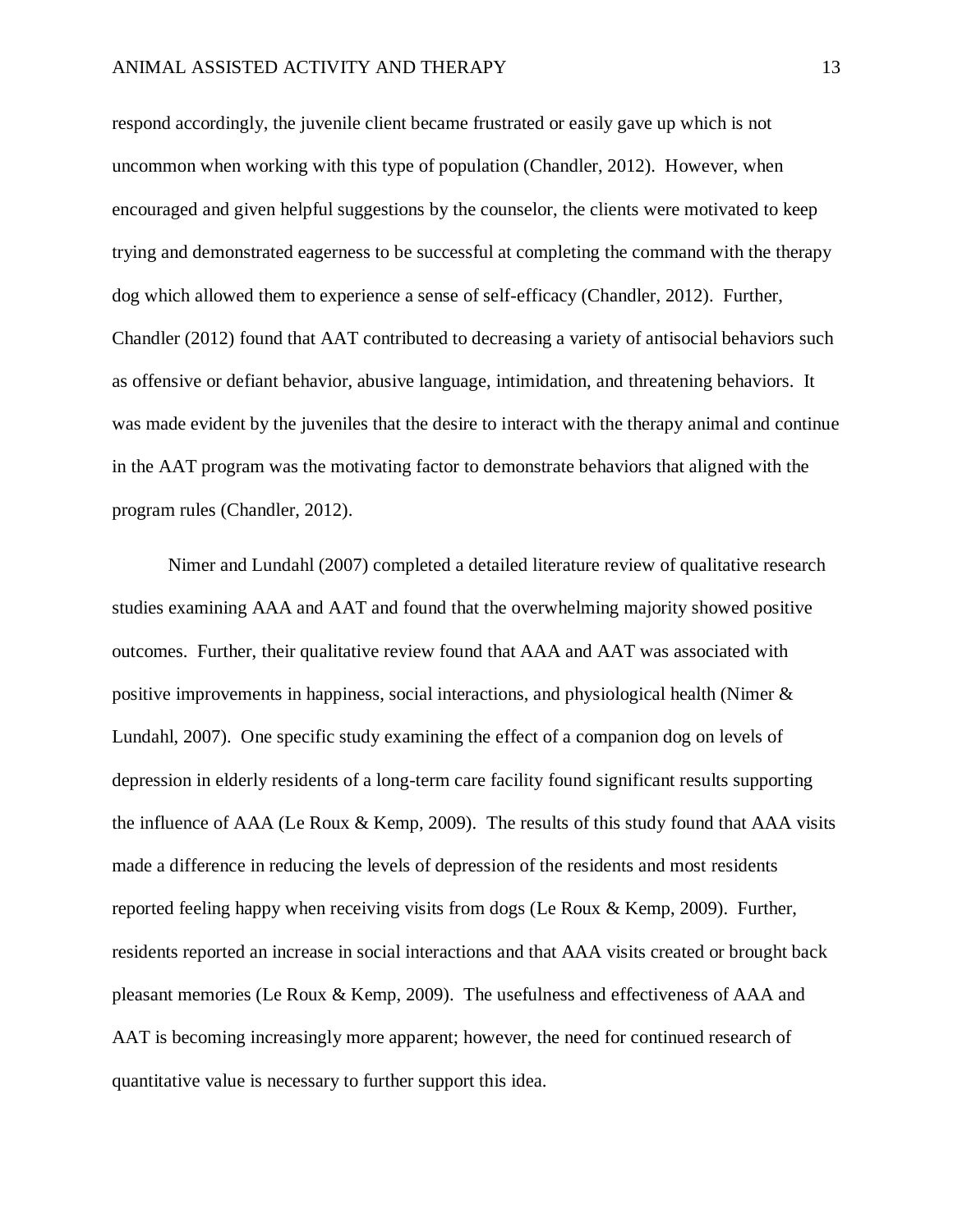respond accordingly, the juvenile client became frustrated or easily gave up which is not uncommon when working with this type of population (Chandler, 2012). However, when encouraged and given helpful suggestions by the counselor, the clients were motivated to keep trying and demonstrated eagerness to be successful at completing the command with the therapy dog which allowed them to experience a sense of self-efficacy (Chandler, 2012). Further, Chandler (2012) found that AAT contributed to decreasing a variety of antisocial behaviors such as offensive or defiant behavior, abusive language, intimidation, and threatening behaviors. It was made evident by the juveniles that the desire to interact with the therapy animal and continue in the AAT program was the motivating factor to demonstrate behaviors that aligned with the program rules (Chandler, 2012).

Nimer and Lundahl (2007) completed a detailed literature review of qualitative research studies examining AAA and AAT and found that the overwhelming majority showed positive outcomes. Further, their qualitative review found that AAA and AAT was associated with positive improvements in happiness, social interactions, and physiological health (Nimer & Lundahl, 2007). One specific study examining the effect of a companion dog on levels of depression in elderly residents of a long-term care facility found significant results supporting the influence of AAA (Le Roux & Kemp, 2009). The results of this study found that AAA visits made a difference in reducing the levels of depression of the residents and most residents reported feeling happy when receiving visits from dogs (Le Roux & Kemp, 2009). Further, residents reported an increase in social interactions and that AAA visits created or brought back pleasant memories (Le Roux & Kemp, 2009). The usefulness and effectiveness of AAA and AAT is becoming increasingly more apparent; however, the need for continued research of quantitative value is necessary to further support this idea.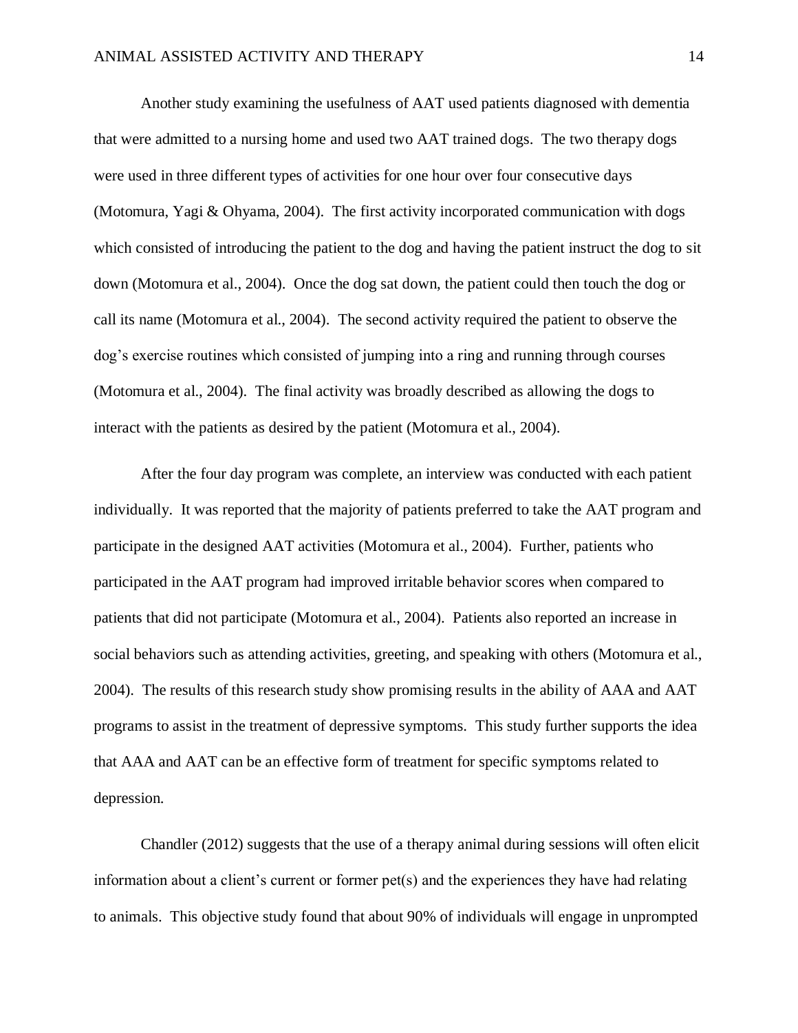Another study examining the usefulness of AAT used patients diagnosed with dementia that were admitted to a nursing home and used two AAT trained dogs. The two therapy dogs were used in three different types of activities for one hour over four consecutive days (Motomura, Yagi & Ohyama, 2004). The first activity incorporated communication with dogs which consisted of introducing the patient to the dog and having the patient instruct the dog to sit down (Motomura et al., 2004). Once the dog sat down, the patient could then touch the dog or call its name (Motomura et al., 2004). The second activity required the patient to observe the dog's exercise routines which consisted of jumping into a ring and running through courses (Motomura et al., 2004). The final activity was broadly described as allowing the dogs to interact with the patients as desired by the patient (Motomura et al., 2004).

After the four day program was complete, an interview was conducted with each patient individually. It was reported that the majority of patients preferred to take the AAT program and participate in the designed AAT activities (Motomura et al., 2004). Further, patients who participated in the AAT program had improved irritable behavior scores when compared to patients that did not participate (Motomura et al., 2004). Patients also reported an increase in social behaviors such as attending activities, greeting, and speaking with others (Motomura et al., 2004). The results of this research study show promising results in the ability of AAA and AAT programs to assist in the treatment of depressive symptoms. This study further supports the idea that AAA and AAT can be an effective form of treatment for specific symptoms related to depression.

Chandler (2012) suggests that the use of a therapy animal during sessions will often elicit information about a client's current or former pet(s) and the experiences they have had relating to animals. This objective study found that about 90% of individuals will engage in unprompted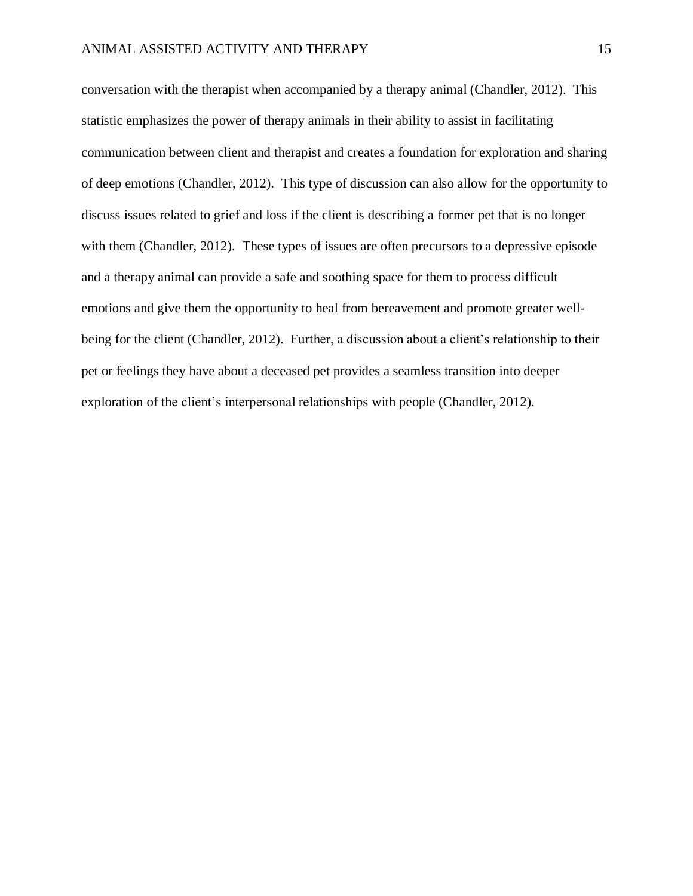conversation with the therapist when accompanied by a therapy animal (Chandler, 2012). This statistic emphasizes the power of therapy animals in their ability to assist in facilitating communication between client and therapist and creates a foundation for exploration and sharing of deep emotions (Chandler, 2012). This type of discussion can also allow for the opportunity to discuss issues related to grief and loss if the client is describing a former pet that is no longer with them (Chandler, 2012). These types of issues are often precursors to a depressive episode and a therapy animal can provide a safe and soothing space for them to process difficult emotions and give them the opportunity to heal from bereavement and promote greater well-being for the client (Chandler, 2012). Further, a discussion about a client's relationship to their pet or feelings they have about a deceased pet provides a seamless transition into deeper exploration of the client's interpersonal relationships with people (Chandler, 2012).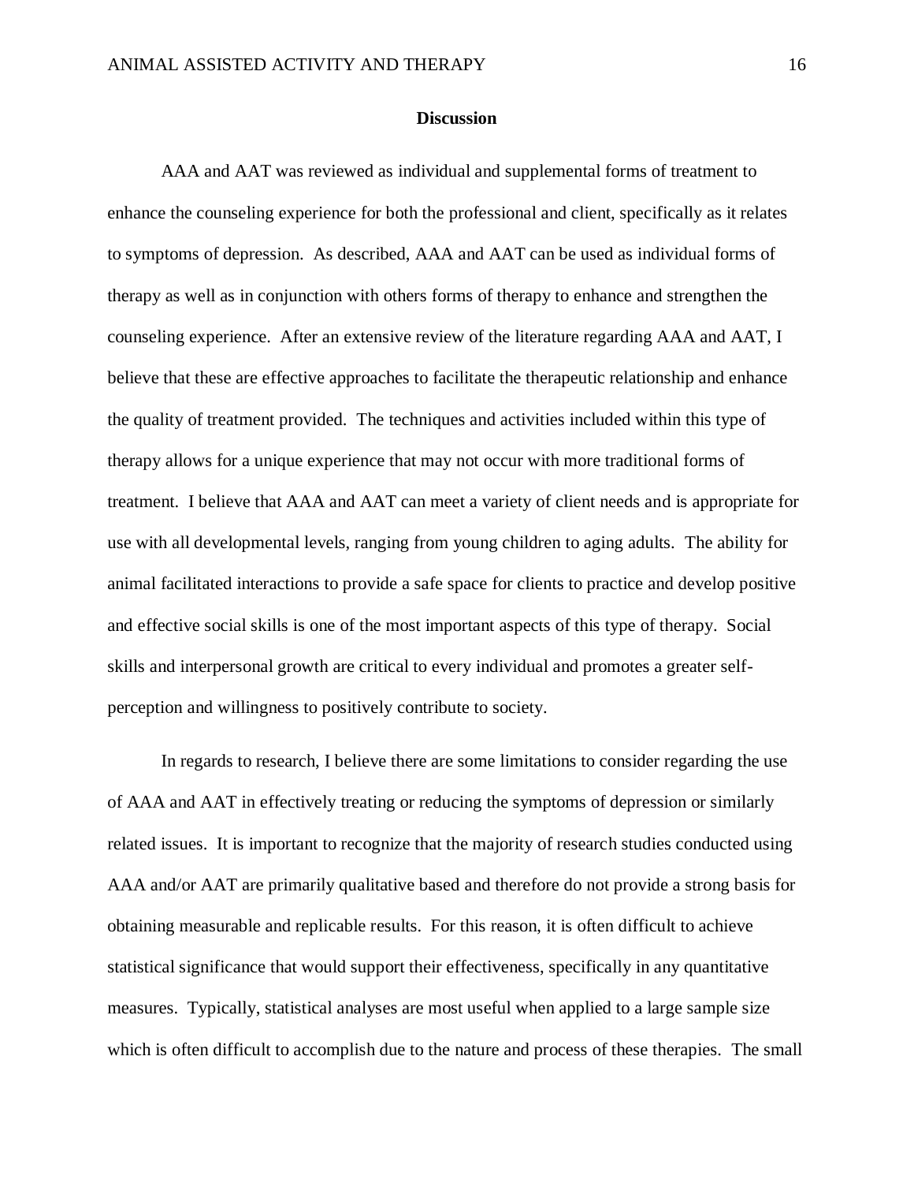## Discussion

AAA and AAT was reviewed as individual and supplemental forms of treatment to enhance the counseling experience for both the professional and client, specifically as it relates to symptoms of depression. As described, AAA and AAT can be used as individual forms of therapy as well as in conjunction with others forms of therapy to enhance and strengthen the counseling experience. After an extensive review of the literature regarding AAA and AAT, I believe that these are effective approaches to facilitate the therapeutic relationship and enhance the quality of treatment provided. The techniques and activities included within this type of therapy allows for a unique experience that may not occur with more traditional forms of treatment. I believe that AAA and AAT can meet a variety of client needs and is appropriate for use with all developmental levels, ranging from young children to aging adults. The ability for animal facilitated interactions to provide a safe space for clients to practice and develop positive and effective social skills is one of the most important aspects of this type of therapy. Social skills and interpersonal growth are critical to every individual and promotes a greater self-perception and willingness to positively contribute to society.

In regards to research, I believe there are some limitations to consider regarding the use of AAA and AAT in effectively treating or reducing the symptoms of depression or similarly related issues. It is important to recognize that the majority of research studies conducted using AAA and/or AAT are primarily qualitative based and therefore do not provide a strong basis for obtaining measurable and replicable results. For this reason, it is often difficult to achieve statistical significance that would support their effectiveness, specifically in any quantitative measures. Typically, statistical analyses are most useful when applied to a large sample size which is often difficult to accomplish due to the nature and process of these therapies. The small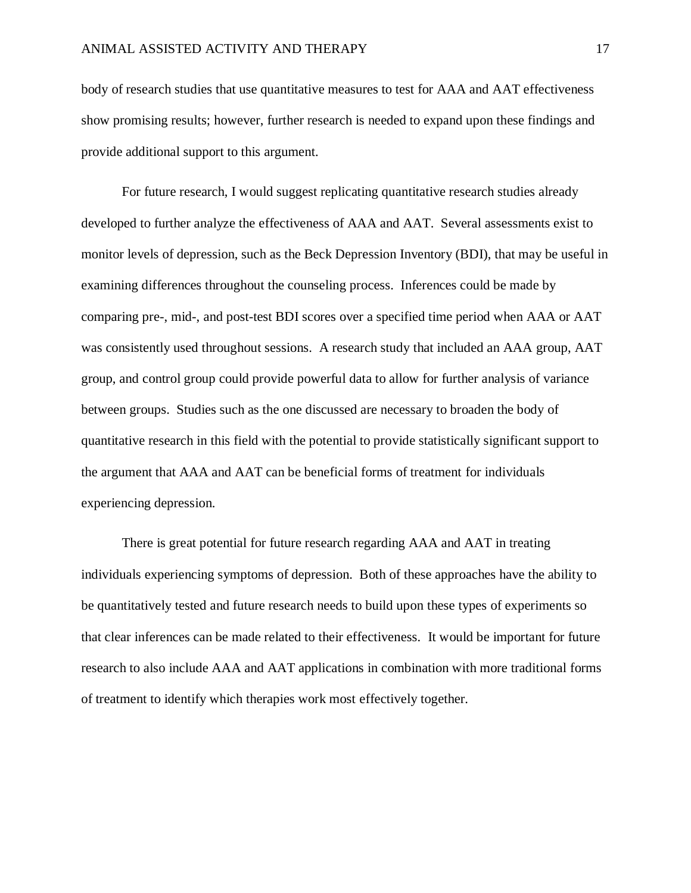body of research studies that use quantitative measures to test for AAA and AAT effectiveness show promising results; however, further research is needed to expand upon these findings and provide additional support to this argument.

For future research, I would suggest replicating quantitative research studies already developed to further analyze the effectiveness of AAA and AAT. Several assessments exist to monitor levels of depression, such as the Beck Depression Inventory (BDI), that may be useful in examining differences throughout the counseling process. Inferences could be made by comparing pre-, mid-, and post-test BDI scores over a specified time period when AAA or AAT was consistently used throughout sessions. A research study that included an AAA group, AAT group, and control group could provide powerful data to allow for further analysis of variance between groups. Studies such as the one discussed are necessary to broaden the body of quantitative research in this field with the potential to provide statistically significant support to the argument that AAA and AAT can be beneficial forms of treatment for individuals experiencing depression.

There is great potential for future research regarding AAA and AAT in treating individuals experiencing symptoms of depression. Both of these approaches have the ability to be quantitatively tested and future research needs to build upon these types of experiments so that clear inferences can be made related to their effectiveness. It would be important for future research to also include AAA and AAT applications in combination with more traditional forms of treatment to identify which therapies work most effectively together.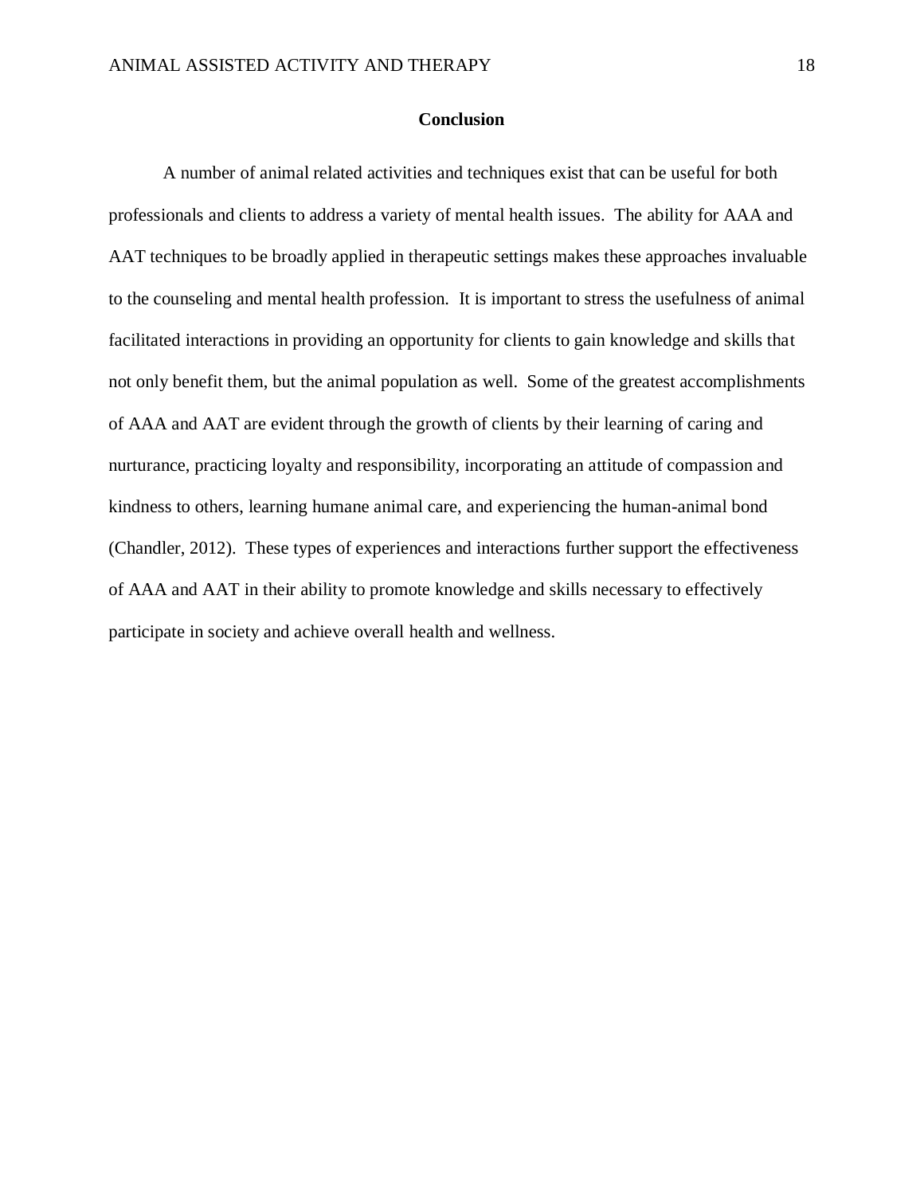# Conclusion

A number of animal related activities and techniques exist that can be useful for both professionals and clients to address a variety of mental health issues. The ability for AAA and AAT techniques to be broadly applied in therapeutic settings makes these approaches invaluable to the counseling and mental health profession. It is important to stress the usefulness of animal facilitated interactions in providing an opportunity for clients to gain knowledge and skills that not only benefit them, but the animal population as well. Some of the greatest accomplishments of AAA and AAT are evident through the growth of clients by their learning of caring and nurturance, practicing loyalty and responsibility, incorporating an attitude of compassion and kindness to others, learning humane animal care, and experiencing the human-animal bond (Chandler, 2012). These types of experiences and interactions further support the effectiveness of AAA and AAT in their ability to promote knowledge and skills necessary to effectively participate in society and achieve overall health and wellness.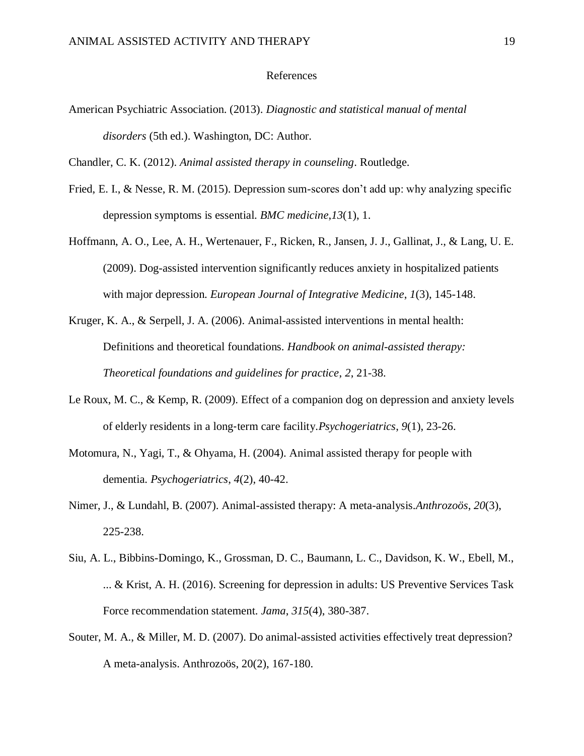# References

American Psychiatric Association. (2013). *Diagnostic and statistical manual of mental disorders* (5th ed.). Washington, DC: Author.

Chandler, C. K. (2012). *Animal assisted therapy in counseling*. Routledge.

Fried, E. I., & Nesse, R. M. (2015). Depression sum-scores don't add up: why analyzing specific depression symptoms is essential. *BMC medicine*,*13*(1), 1.

Hoffmann, A. O., Lee, A. H., Wertenauer, F., Ricken, R., Jansen, J. J., Gallinat, J., & Lang, U. E. (2009). Dog-assisted intervention significantly reduces anxiety in hospitalized patients with major depression. *European Journal of Integrative Medicine*, *1*(3), 145-148.

Kruger, K. A., & Serpell, J. A. (2006). Animal-assisted interventions in mental health: Definitions and theoretical foundations. *Handbook on animal-assisted therapy: Theoretical foundations and guidelines for practice*, *2*, 21-38.

Le Roux, M. C., & Kemp, R. (2009). Effect of a companion dog on depression and anxiety levels of elderly residents in a long‐term care facility.*Psychogeriatrics*, *9*(1), 23-26.

Motomura, N., Yagi, T., & Ohyama, H. (2004). Animal assisted therapy for people with dementia. *Psychogeriatrics*, *4*(2), 40-42.

Nimer, J., & Lundahl, B. (2007). Animal-assisted therapy: A meta-analysis.*Anthrozoös*, *20*(3), 225-238.

Siu, A. L., Bibbins-Domingo, K., Grossman, D. C., Baumann, L. C., Davidson, K. W., Ebell, M., ... & Krist, A. H. (2016). Screening for depression in adults: US Preventive Services Task Force recommendation statement. *Jama*, *315*(4), 380-387.

Souter, M. A., & Miller, M. D. (2007). Do animal-assisted activities effectively treat depression? A meta-analysis. Anthrozoös, 20(2), 167-180.